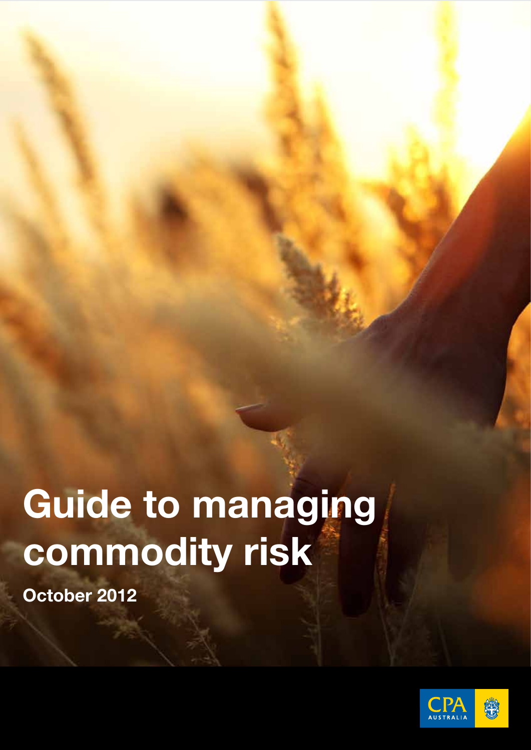# Guide to managing commodity risk

**October 2012**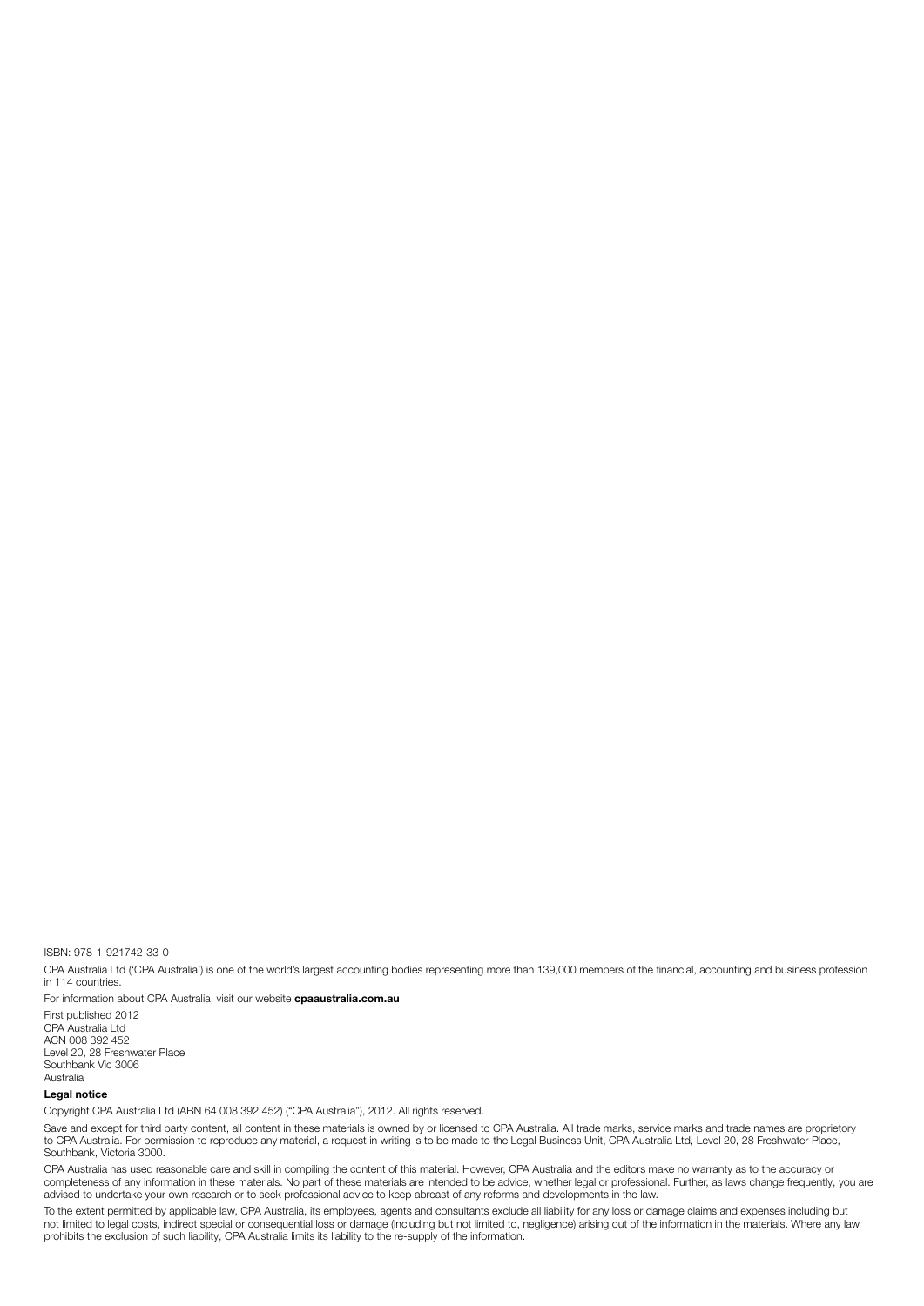ISBN: 978-1-921742-33-0

CPA Australia Ltd ('CPA Australia') is one of the world's largest accounting bodies representing more than 139,000 members of the financial, accounting and business profession in 114 countries.

For information about CPA Australia, visit our website **cpaaustralia.com.au**

First published 2012
CPA Australia Ltd
ACN 008 392 452
Level 20, 28 Freshwater Place
Southbank Vic 3006
Australia

**Legal notice**

Copyright CPA Australia Ltd (ABN 64 008 392 452) ("CPA Australia"), 2012. All rights reserved.

Save and except for third party content, all content in these materials is owned by or licensed to CPA Australia. All trade marks, service marks and trade names are proprietory to CPA Australia. For permission to reproduce any material, a request in writing is to be made to the Legal Business Unit, CPA Australia Ltd, Level 20, 28 Freshwater Place, Southbank, Victoria 3000.

CPA Australia has used reasonable care and skill in compiling the content of this material. However, CPA Australia and the editors make no warranty as to the accuracy or completeness of any information in these materials. No part of these materials are intended to be advice, whether legal or professional. Further, as laws change frequently, you are advised to undertake your own research or to seek professional advice to keep abreast of any reforms and developments in the law.

To the extent permitted by applicable law, CPA Australia, its employees, agents and consultants exclude all liability for any loss or damage claims and expenses including but not limited to legal costs, indirect special or consequential loss or damage (including but not limited to, negligence) arising out of the information in the materials. Where any law prohibits the exclusion of such liability, CPA Australia limits its liability to the re-supply of the information.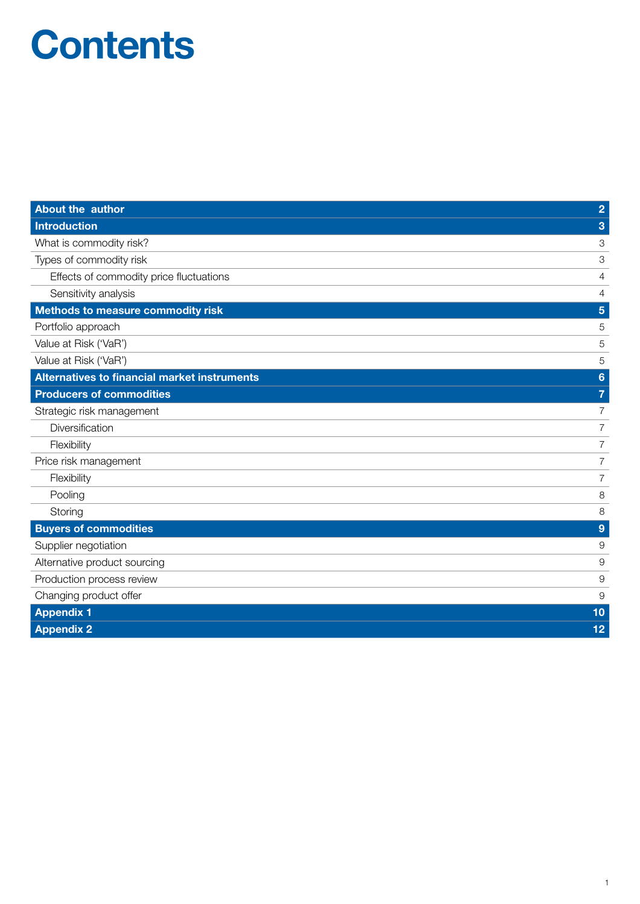# Contents

| | |
|---|---|
| **About the author** | **2** |
| **Introduction** | **3** |
| What is commodity risk? | 3 |
| Types of commodity risk | 3 |
| &nbsp;&nbsp;&nbsp;&nbsp;Effects of commodity price fluctuations | 4 |
| &nbsp;&nbsp;&nbsp;&nbsp;Sensitivity analysis | 4 |
| **Methods to measure commodity risk** | **5** |
| Portfolio approach | 5 |
| Value at Risk ('VaR') | 5 |
| Value at Risk ('VaR') | 5 |
| **Alternatives to financial market instruments** | **6** |
| **Producers of commodities** | **7** |
| Strategic risk management | 7 |
| &nbsp;&nbsp;&nbsp;&nbsp;Diversification | 7 |
| &nbsp;&nbsp;&nbsp;&nbsp;Flexibility | 7 |
| Price risk management | 7 |
| &nbsp;&nbsp;&nbsp;&nbsp;Flexibility | 7 |
| &nbsp;&nbsp;&nbsp;&nbsp;Pooling | 8 |
| &nbsp;&nbsp;&nbsp;&nbsp;Storing | 8 |
| **Buyers of commodities** | **9** |
| Supplier negotiation | 9 |
| Alternative product sourcing | 9 |
| Production process review | 9 |
| Changing product offer | 9 |
| **Appendix 1** | **10** |
| **Appendix 2** | **12** |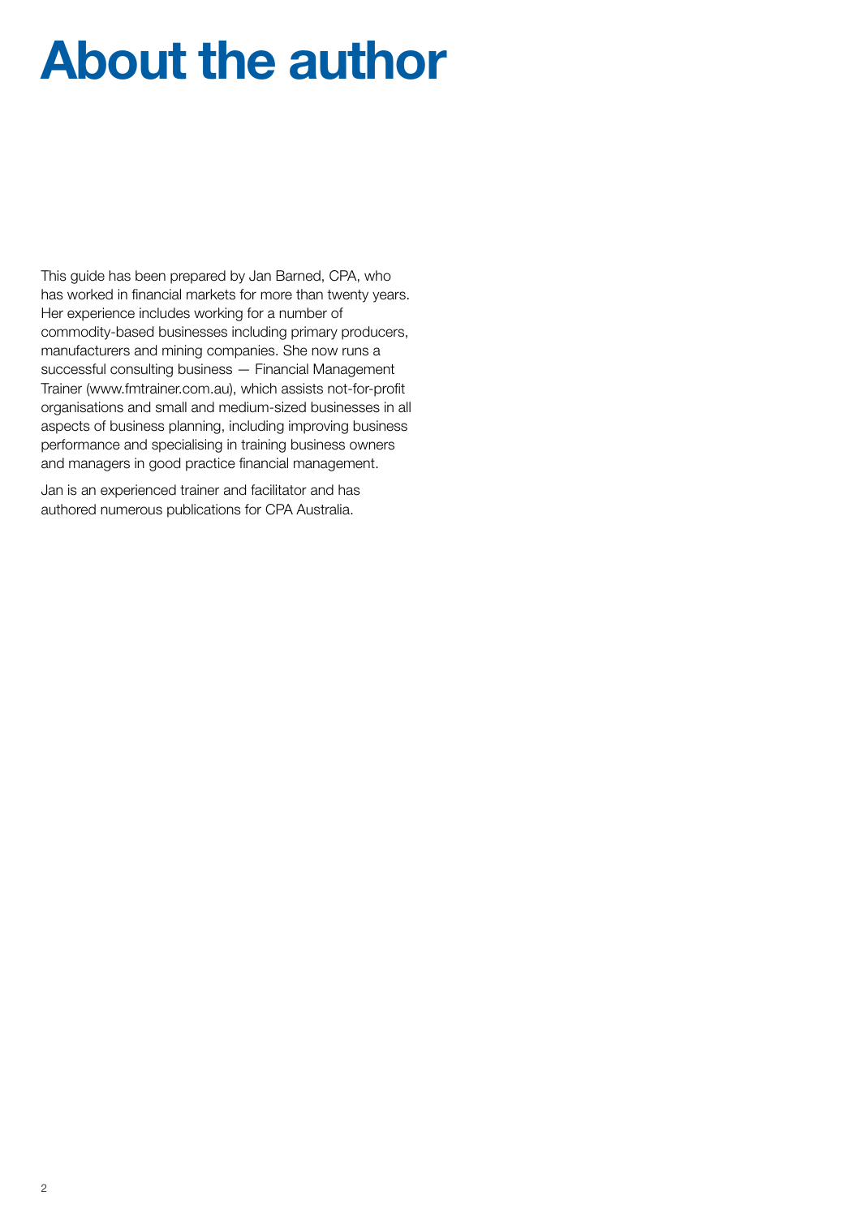# About the author

This guide has been prepared by Jan Barned, CPA, who has worked in financial markets for more than twenty years. Her experience includes working for a number of commodity-based businesses including primary producers, manufacturers and mining companies. She now runs a successful consulting business — Financial Management Trainer (www.fmtrainer.com.au), which assists not-for-profit organisations and small and medium-sized businesses in all aspects of business planning, including improving business performance and specialising in training business owners and managers in good practice financial management.

Jan is an experienced trainer and facilitator and has authored numerous publications for CPA Australia.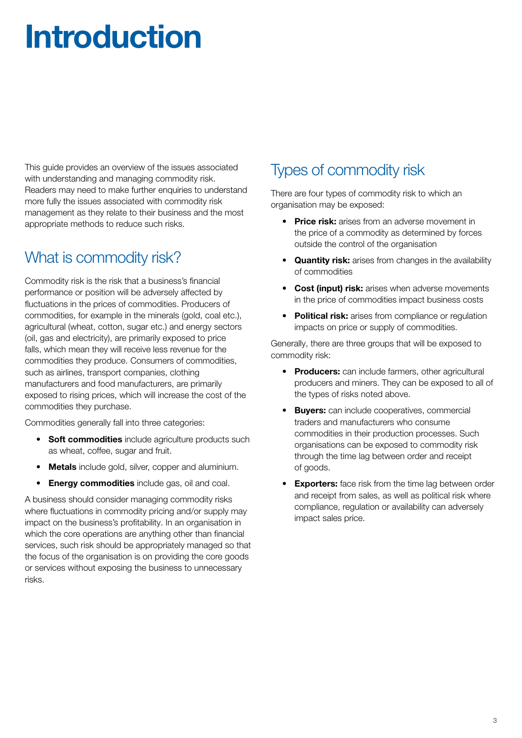# Introduction

This guide provides an overview of the issues associated with understanding and managing commodity risk. Readers may need to make further enquiries to understand more fully the issues associated with commodity risk management as they relate to their business and the most appropriate methods to reduce such risks.

## What is commodity risk?

Commodity risk is the risk that a business's financial performance or position will be adversely affected by fluctuations in the prices of commodities. Producers of commodities, for example in the minerals (gold, coal etc.), agricultural (wheat, cotton, sugar etc.) and energy sectors (oil, gas and electricity), are primarily exposed to price falls, which mean they will receive less revenue for the commodities they produce. Consumers of commodities, such as airlines, transport companies, clothing manufacturers and food manufacturers, are primarily exposed to rising prices, which will increase the cost of the commodities they purchase.

Commodities generally fall into three categories:

- **Soft commodities** include agriculture products such as wheat, coffee, sugar and fruit.
- **Metals** include gold, silver, copper and aluminium.
- **Energy commodities** include gas, oil and coal.

A business should consider managing commodity risks where fluctuations in commodity pricing and/or supply may impact on the business's profitability. In an organisation in which the core operations are anything other than financial services, such risk should be appropriately managed so that the focus of the organisation is on providing the core goods or services without exposing the business to unnecessary risks.

## Types of commodity risk

There are four types of commodity risk to which an organisation may be exposed:

- **Price risk:** arises from an adverse movement in the price of a commodity as determined by forces outside the control of the organisation
- **Quantity risk:** arises from changes in the availability of commodities
- **Cost (input) risk:** arises when adverse movements in the price of commodities impact business costs
- **Political risk:** arises from compliance or regulation impacts on price or supply of commodities.

Generally, there are three groups that will be exposed to commodity risk:

- **Producers:** can include farmers, other agricultural producers and miners. They can be exposed to all of the types of risks noted above.
- **Buyers:** can include cooperatives, commercial traders and manufacturers who consume commodities in their production processes. Such organisations can be exposed to commodity risk through the time lag between order and receipt of goods.
- **Exporters:** face risk from the time lag between order and receipt from sales, as well as political risk where compliance, regulation or availability can adversely impact sales price.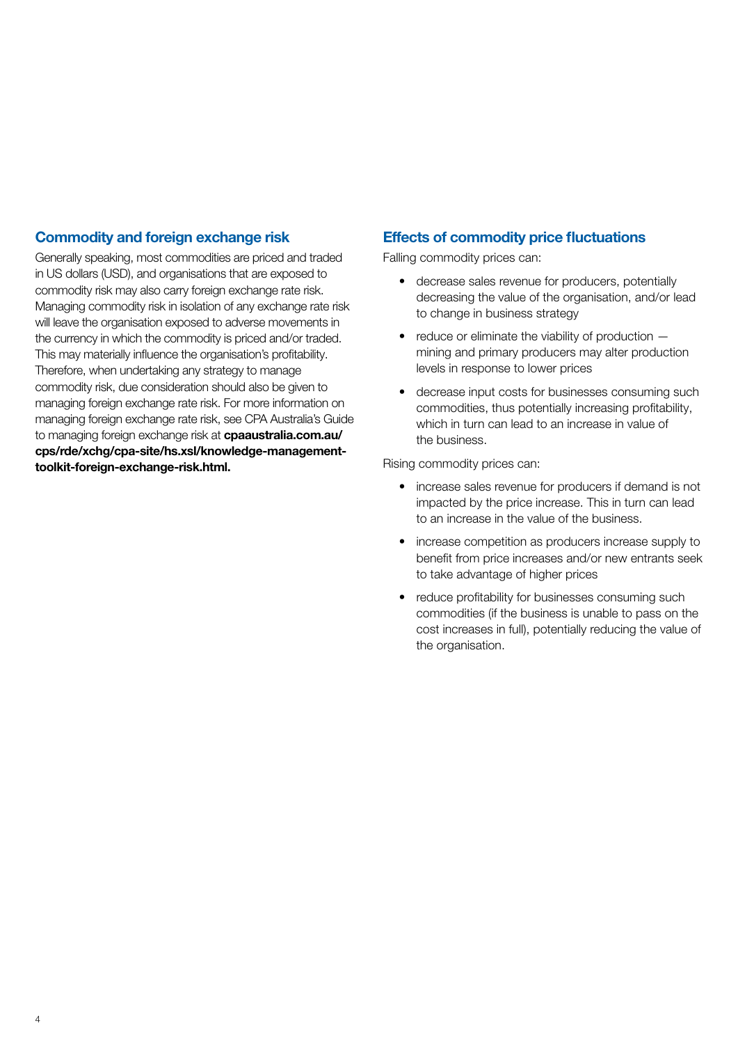## Commodity and foreign exchange risk

Generally speaking, most commodities are priced and traded in US dollars (USD), and organisations that are exposed to commodity risk may also carry foreign exchange rate risk. Managing commodity risk in isolation of any exchange rate risk will leave the organisation exposed to adverse movements in the currency in which the commodity is priced and/or traded. This may materially influence the organisation's profitability. Therefore, when undertaking any strategy to manage commodity risk, due consideration should also be given to managing foreign exchange rate risk. For more information on managing foreign exchange rate risk, see CPA Australia's Guide to managing foreign exchange risk at **cpaaustralia.com.au/cps/rde/xchg/cpa-site/hs.xsl/knowledge-management-toolkit-foreign-exchange-risk.html.**

## Effects of commodity price fluctuations

Falling commodity prices can:

- decrease sales revenue for producers, potentially decreasing the value of the organisation, and/or lead to change in business strategy
- reduce or eliminate the viability of production — mining and primary producers may alter production levels in response to lower prices
- decrease input costs for businesses consuming such commodities, thus potentially increasing profitability, which in turn can lead to an increase in value of the business.

Rising commodity prices can:

- increase sales revenue for producers if demand is not impacted by the price increase. This in turn can lead to an increase in the value of the business.
- increase competition as producers increase supply to benefit from price increases and/or new entrants seek to take advantage of higher prices
- reduce profitability for businesses consuming such commodities (if the business is unable to pass on the cost increases in full), potentially reducing the value of the organisation.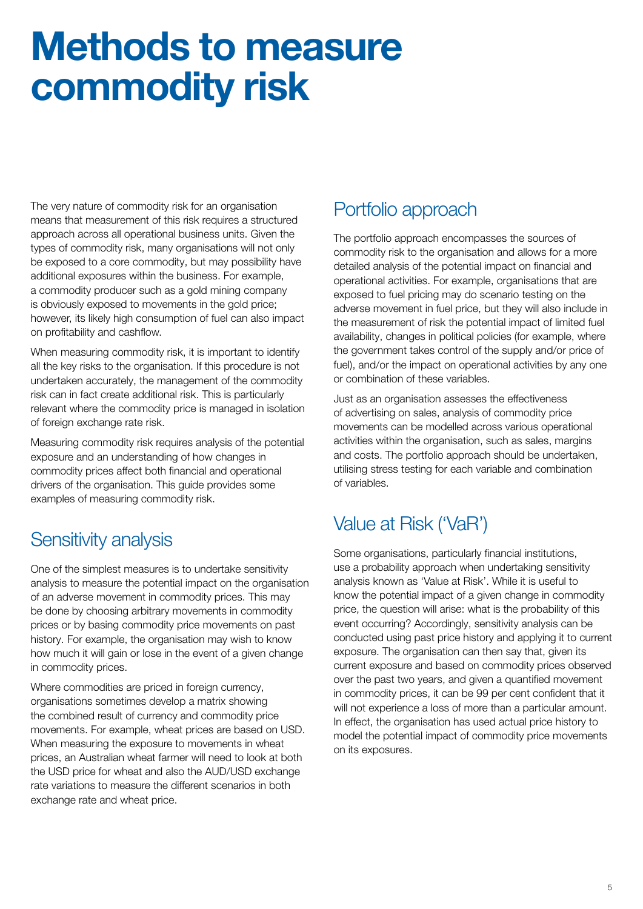# Methods to measure commodity risk

The very nature of commodity risk for an organisation means that measurement of this risk requires a structured approach across all operational business units. Given the types of commodity risk, many organisations will not only be exposed to a core commodity, but may possibility have additional exposures within the business. For example, a commodity producer such as a gold mining company is obviously exposed to movements in the gold price; however, its likely high consumption of fuel can also impact on profitability and cashflow.

When measuring commodity risk, it is important to identify all the key risks to the organisation. If this procedure is not undertaken accurately, the management of the commodity risk can in fact create additional risk. This is particularly relevant where the commodity price is managed in isolation of foreign exchange rate risk.

Measuring commodity risk requires analysis of the potential exposure and an understanding of how changes in commodity prices affect both financial and operational drivers of the organisation. This guide provides some examples of measuring commodity risk.

## Sensitivity analysis

One of the simplest measures is to undertake sensitivity analysis to measure the potential impact on the organisation of an adverse movement in commodity prices. This may be done by choosing arbitrary movements in commodity prices or by basing commodity price movements on past history. For example, the organisation may wish to know how much it will gain or lose in the event of a given change in commodity prices.

Where commodities are priced in foreign currency, organisations sometimes develop a matrix showing the combined result of currency and commodity price movements. For example, wheat prices are based on USD. When measuring the exposure to movements in wheat prices, an Australian wheat farmer will need to look at both the USD price for wheat and also the AUD/USD exchange rate variations to measure the different scenarios in both exchange rate and wheat price.

## Portfolio approach

The portfolio approach encompasses the sources of commodity risk to the organisation and allows for a more detailed analysis of the potential impact on financial and operational activities. For example, organisations that are exposed to fuel pricing may do scenario testing on the adverse movement in fuel price, but they will also include in the measurement of risk the potential impact of limited fuel availability, changes in political policies (for example, where the government takes control of the supply and/or price of fuel), and/or the impact on operational activities by any one or combination of these variables.

Just as an organisation assesses the effectiveness of advertising on sales, analysis of commodity price movements can be modelled across various operational activities within the organisation, such as sales, margins and costs. The portfolio approach should be undertaken, utilising stress testing for each variable and combination of variables.

## Value at Risk ('VaR')

Some organisations, particularly financial institutions, use a probability approach when undertaking sensitivity analysis known as 'Value at Risk'. While it is useful to know the potential impact of a given change in commodity price, the question will arise: what is the probability of this event occurring? Accordingly, sensitivity analysis can be conducted using past price history and applying it to current exposure. The organisation can then say that, given its current exposure and based on commodity prices observed over the past two years, and given a quantified movement in commodity prices, it can be 99 per cent confident that it will not experience a loss of more than a particular amount. In effect, the organisation has used actual price history to model the potential impact of commodity price movements on its exposures.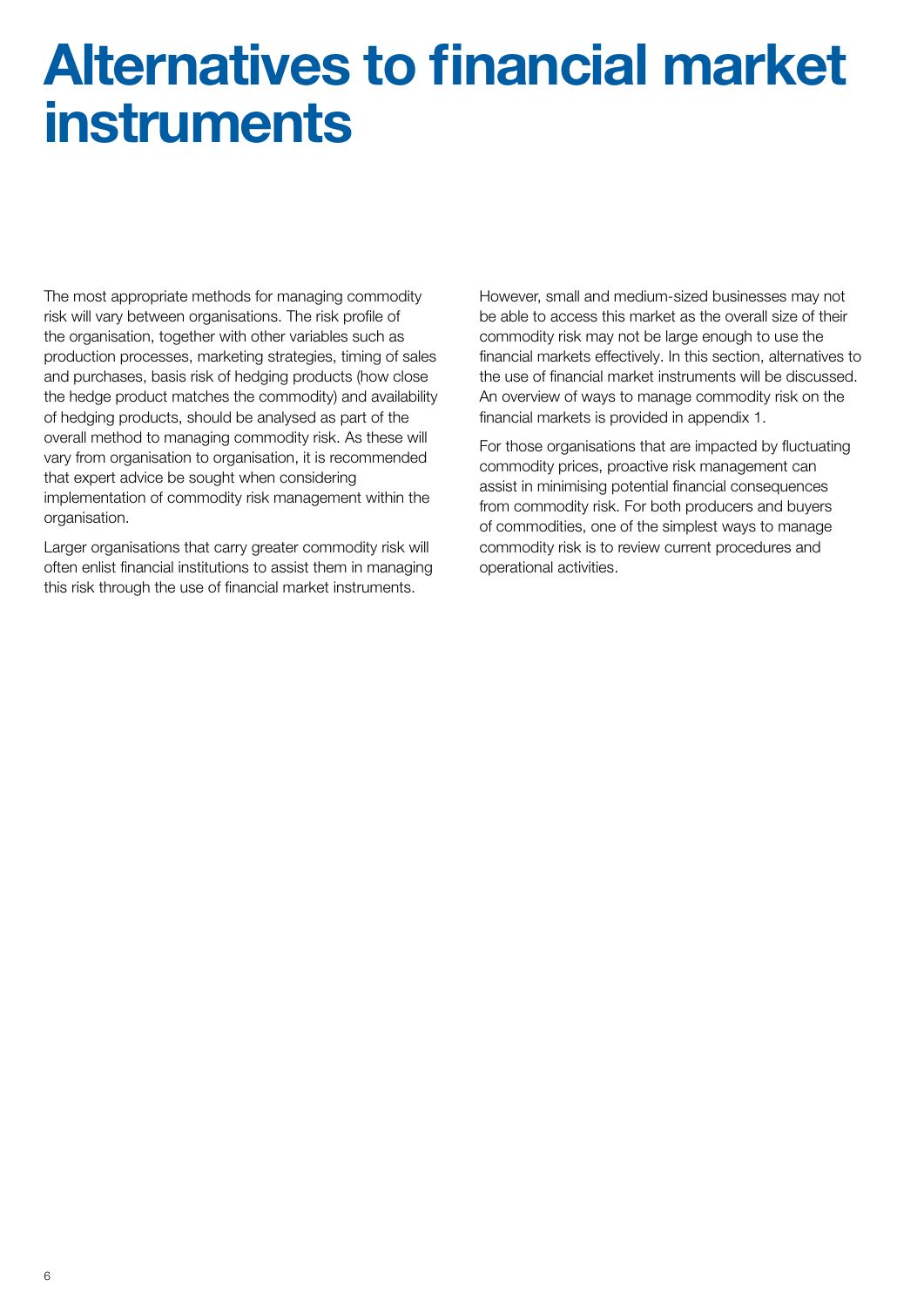# Alternatives to financial market instruments

The most appropriate methods for managing commodity risk will vary between organisations. The risk profile of the organisation, together with other variables such as production processes, marketing strategies, timing of sales and purchases, basis risk of hedging products (how close the hedge product matches the commodity) and availability of hedging products, should be analysed as part of the overall method to managing commodity risk. As these will vary from organisation to organisation, it is recommended that expert advice be sought when considering implementation of commodity risk management within the organisation.

Larger organisations that carry greater commodity risk will often enlist financial institutions to assist them in managing this risk through the use of financial market instruments.

However, small and medium-sized businesses may not be able to access this market as the overall size of their commodity risk may not be large enough to use the financial markets effectively. In this section, alternatives to the use of financial market instruments will be discussed. An overview of ways to manage commodity risk on the financial markets is provided in appendix 1.

For those organisations that are impacted by fluctuating commodity prices, proactive risk management can assist in minimising potential financial consequences from commodity risk. For both producers and buyers of commodities, one of the simplest ways to manage commodity risk is to review current procedures and operational activities.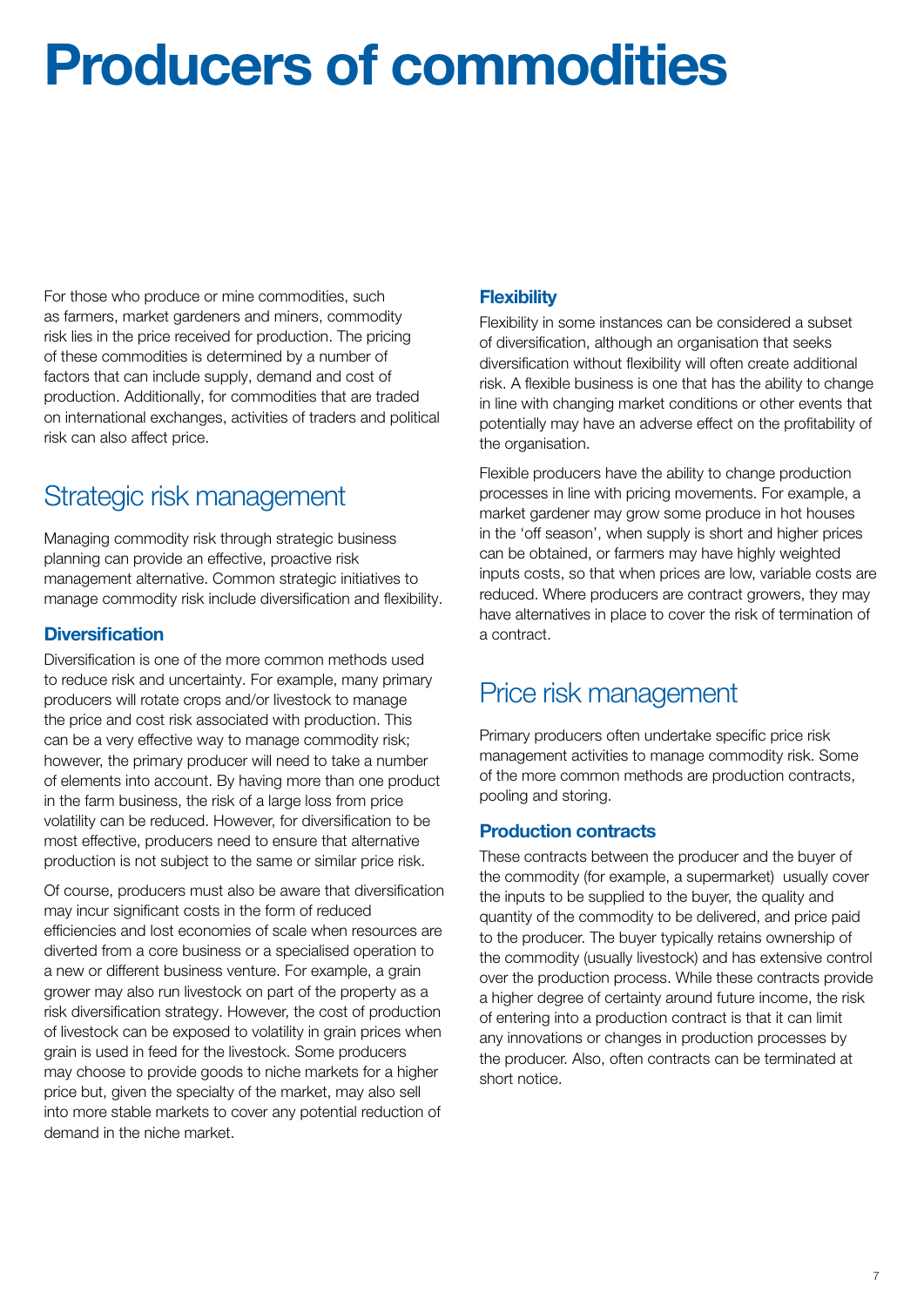# Producers of commodities

For those who produce or mine commodities, such as farmers, market gardeners and miners, commodity risk lies in the price received for production. The pricing of these commodities is determined by a number of factors that can include supply, demand and cost of production. Additionally, for commodities that are traded on international exchanges, activities of traders and political risk can also affect price.

## Strategic risk management

Managing commodity risk through strategic business planning can provide an effective, proactive risk management alternative. Common strategic initiatives to manage commodity risk include diversification and flexibility.

### Diversification

Diversification is one of the more common methods used to reduce risk and uncertainty. For example, many primary producers will rotate crops and/or livestock to manage the price and cost risk associated with production. This can be a very effective way to manage commodity risk; however, the primary producer will need to take a number of elements into account. By having more than one product in the farm business, the risk of a large loss from price volatility can be reduced. However, for diversification to be most effective, producers need to ensure that alternative production is not subject to the same or similar price risk.

Of course, producers must also be aware that diversification may incur significant costs in the form of reduced efficiencies and lost economies of scale when resources are diverted from a core business or a specialised operation to a new or different business venture. For example, a grain grower may also run livestock on part of the property as a risk diversification strategy. However, the cost of production of livestock can be exposed to volatility in grain prices when grain is used in feed for the livestock. Some producers may choose to provide goods to niche markets for a higher price but, given the specialty of the market, may also sell into more stable markets to cover any potential reduction of demand in the niche market.

### Flexibility

Flexibility in some instances can be considered a subset of diversification, although an organisation that seeks diversification without flexibility will often create additional risk. A flexible business is one that has the ability to change in line with changing market conditions or other events that potentially may have an adverse effect on the profitability of the organisation.

Flexible producers have the ability to change production processes in line with pricing movements. For example, a market gardener may grow some produce in hot houses in the 'off season', when supply is short and higher prices can be obtained, or farmers may have highly weighted inputs costs, so that when prices are low, variable costs are reduced. Where producers are contract growers, they may have alternatives in place to cover the risk of termination of a contract.

## Price risk management

Primary producers often undertake specific price risk management activities to manage commodity risk. Some of the more common methods are production contracts, pooling and storing.

### Production contracts

These contracts between the producer and the buyer of the commodity (for example, a supermarket) usually cover the inputs to be supplied to the buyer, the quality and quantity of the commodity to be delivered, and price paid to the producer. The buyer typically retains ownership of the commodity (usually livestock) and has extensive control over the production process. While these contracts provide a higher degree of certainty around future income, the risk of entering into a production contract is that it can limit any innovations or changes in production processes by the producer. Also, often contracts can be terminated at short notice.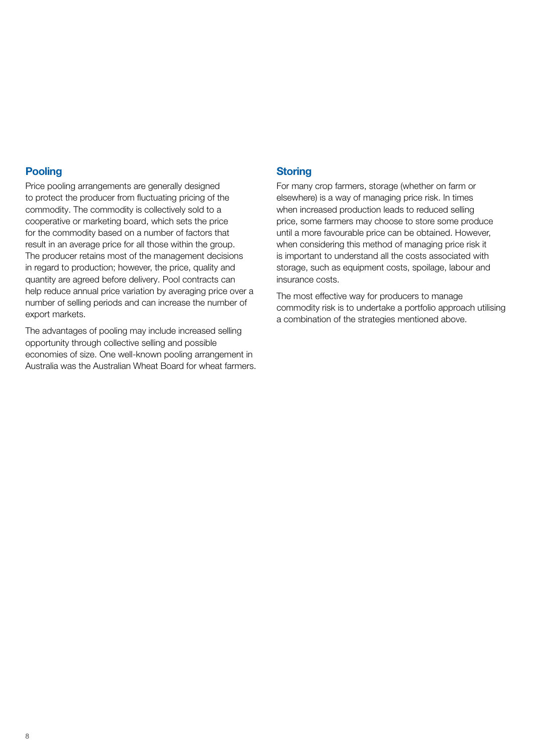## Pooling

Price pooling arrangements are generally designed to protect the producer from fluctuating pricing of the commodity. The commodity is collectively sold to a cooperative or marketing board, which sets the price for the commodity based on a number of factors that result in an average price for all those within the group. The producer retains most of the management decisions in regard to production; however, the price, quality and quantity are agreed before delivery. Pool contracts can help reduce annual price variation by averaging price over a number of selling periods and can increase the number of export markets.

The advantages of pooling may include increased selling opportunity through collective selling and possible economies of size. One well-known pooling arrangement in Australia was the Australian Wheat Board for wheat farmers.

## Storing

For many crop farmers, storage (whether on farm or elsewhere) is a way of managing price risk. In times when increased production leads to reduced selling price, some farmers may choose to store some produce until a more favourable price can be obtained. However, when considering this method of managing price risk it is important to understand all the costs associated with storage, such as equipment costs, spoilage, labour and insurance costs.

The most effective way for producers to manage commodity risk is to undertake a portfolio approach utilising a combination of the strategies mentioned above.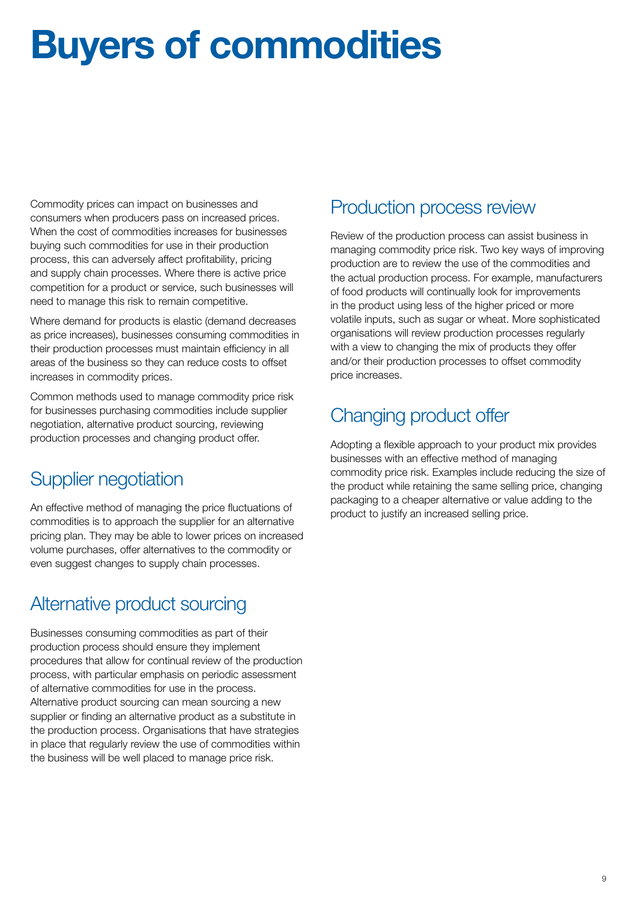# Buyers of commodities

Commodity prices can impact on businesses and consumers when producers pass on increased prices. When the cost of commodities increases for businesses buying such commodities for use in their production process, this can adversely affect profitability, pricing and supply chain processes. Where there is active price competition for a product or service, such businesses will need to manage this risk to remain competitive.

Where demand for products is elastic (demand decreases as price increases), businesses consuming commodities in their production processes must maintain efficiency in all areas of the business so they can reduce costs to offset increases in commodity prices.

Common methods used to manage commodity price risk for businesses purchasing commodities include supplier negotiation, alternative product sourcing, reviewing production processes and changing product offer.

## Supplier negotiation

An effective method of managing the price fluctuations of commodities is to approach the supplier for an alternative pricing plan. They may be able to lower prices on increased volume purchases, offer alternatives to the commodity or even suggest changes to supply chain processes.

## Alternative product sourcing

Businesses consuming commodities as part of their production process should ensure they implement procedures that allow for continual review of the production process, with particular emphasis on periodic assessment of alternative commodities for use in the process. Alternative product sourcing can mean sourcing a new supplier or finding an alternative product as a substitute in the production process. Organisations that have strategies in place that regularly review the use of commodities within the business will be well placed to manage price risk.

## Production process review

Review of the production process can assist business in managing commodity price risk. Two key ways of improving production are to review the use of the commodities and the actual production process. For example, manufacturers of food products will continually look for improvements in the product using less of the higher priced or more volatile inputs, such as sugar or wheat. More sophisticated organisations will review production processes regularly with a view to changing the mix of products they offer and/or their production processes to offset commodity price increases.

## Changing product offer

Adopting a flexible approach to your product mix provides businesses with an effective method of managing commodity price risk. Examples include reducing the size of the product while retaining the same selling price, changing packaging to a cheaper alternative or value adding to the product to justify an increased selling price.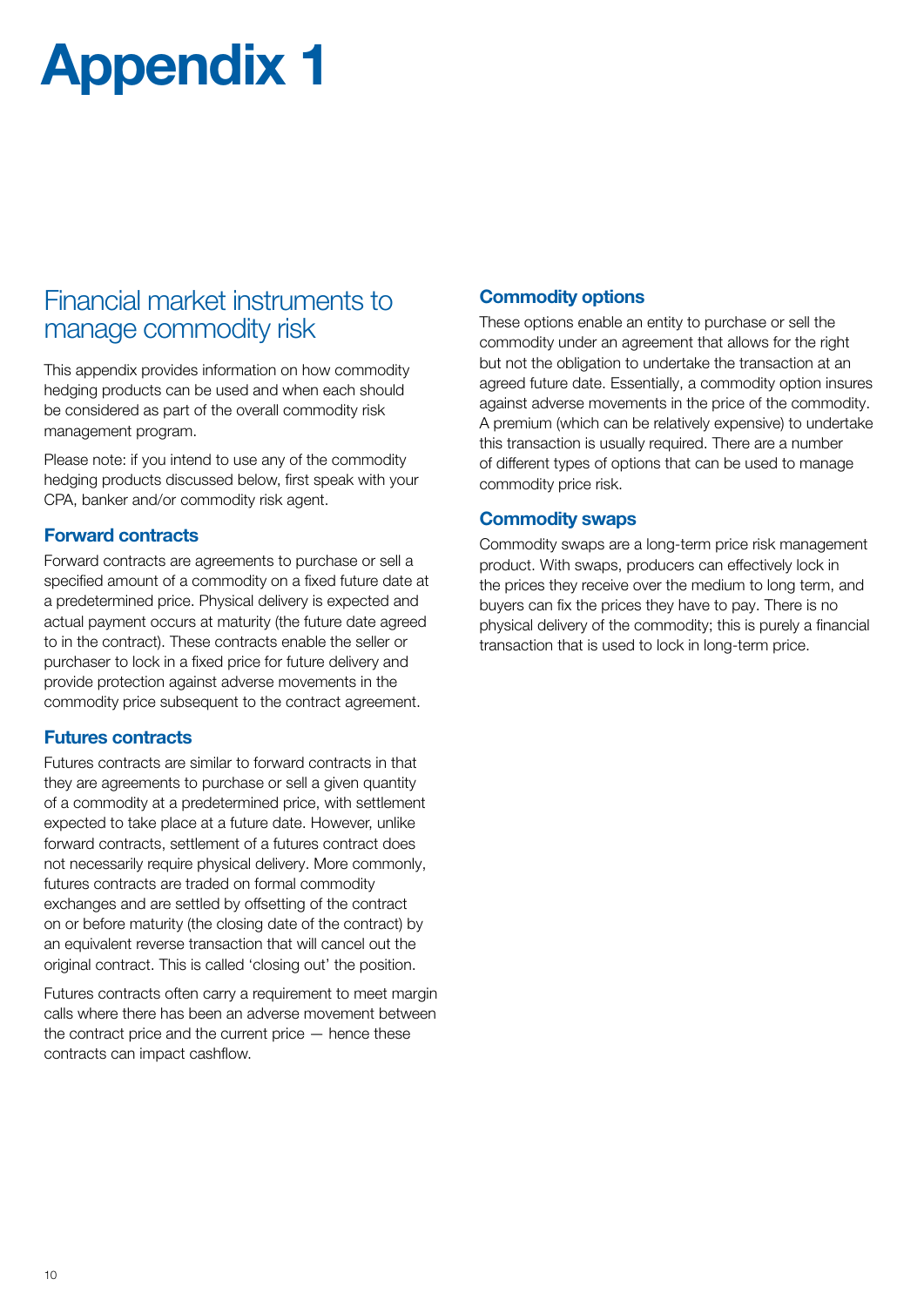# Appendix 1

## Financial market instruments to manage commodity risk

This appendix provides information on how commodity hedging products can be used and when each should be considered as part of the overall commodity risk management program.

Please note: if you intend to use any of the commodity hedging products discussed below, first speak with your CPA, banker and/or commodity risk agent.

### Forward contracts

Forward contracts are agreements to purchase or sell a specified amount of a commodity on a fixed future date at a predetermined price. Physical delivery is expected and actual payment occurs at maturity (the future date agreed to in the contract). These contracts enable the seller or purchaser to lock in a fixed price for future delivery and provide protection against adverse movements in the commodity price subsequent to the contract agreement.

### Futures contracts

Futures contracts are similar to forward contracts in that they are agreements to purchase or sell a given quantity of a commodity at a predetermined price, with settlement expected to take place at a future date. However, unlike forward contracts, settlement of a futures contract does not necessarily require physical delivery. More commonly, futures contracts are traded on formal commodity exchanges and are settled by offsetting of the contract on or before maturity (the closing date of the contract) by an equivalent reverse transaction that will cancel out the original contract. This is called 'closing out' the position.

Futures contracts often carry a requirement to meet margin calls where there has been an adverse movement between the contract price and the current price — hence these contracts can impact cashflow.

### Commodity options

These options enable an entity to purchase or sell the commodity under an agreement that allows for the right but not the obligation to undertake the transaction at an agreed future date. Essentially, a commodity option insures against adverse movements in the price of the commodity. A premium (which can be relatively expensive) to undertake this transaction is usually required. There are a number of different types of options that can be used to manage commodity price risk.

### Commodity swaps

Commodity swaps are a long-term price risk management product. With swaps, producers can effectively lock in the prices they receive over the medium to long term, and buyers can fix the prices they have to pay. There is no physical delivery of the commodity; this is purely a financial transaction that is used to lock in long-term price.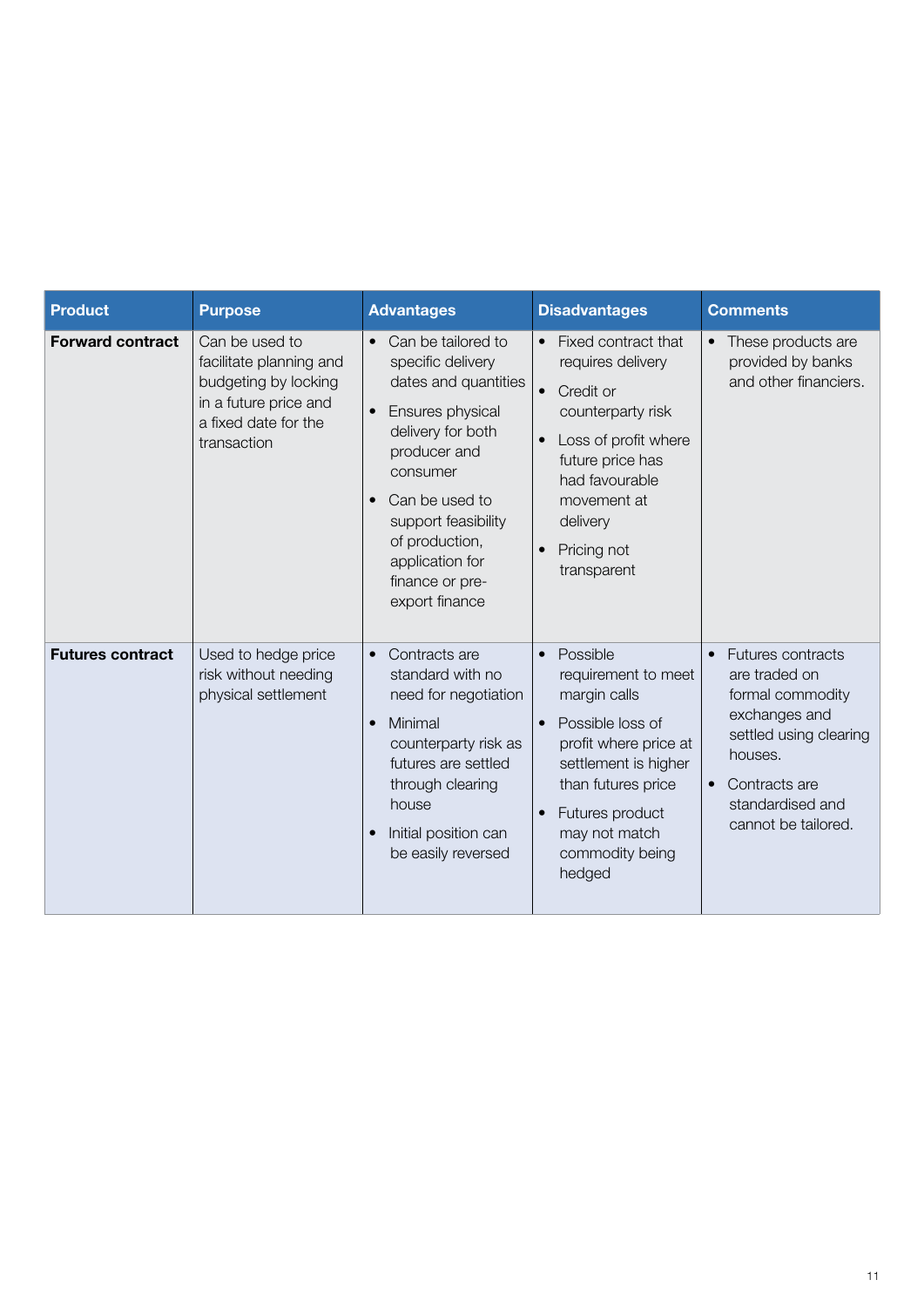| Product | Purpose | Advantages | Disadvantages | Comments |
|---|---|---|---|---|
| **Forward contract** | Can be used to facilitate planning and budgeting by locking in a future price and a fixed date for the transaction | • Can be tailored to specific delivery dates and quantities<br>• Ensures physical delivery for both producer and consumer<br>• Can be used to support feasibility of production, application for finance or pre-export finance | • Fixed contract that requires delivery<br>• Credit or counterparty risk<br>• Loss of profit where future price has had favourable movement at delivery<br>• Pricing not transparent | • These products are provided by banks and other financiers. |
| **Futures contract** | Used to hedge price risk without needing physical settlement | • Contracts are standard with no need for negotiation<br>• Minimal counterparty risk as futures are settled through clearing house<br>• Initial position can be easily reversed | • Possible requirement to meet margin calls<br>• Possible loss of profit where price at settlement is higher than futures price<br>• Futures product may not match commodity being hedged | • Futures contracts are traded on formal commodity exchanges and settled using clearing houses.<br>• Contracts are standardised and cannot be tailored. |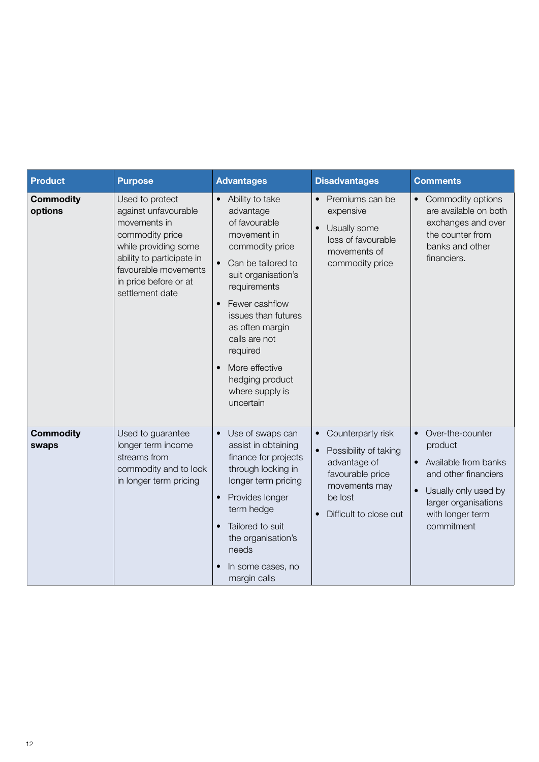| Product | Purpose | Advantages | Disadvantages | Comments |
|---|---|---|---|---|
| **Commodity options** | Used to protect against unfavourable movements in commodity price while providing some ability to participate in favourable movements in price before or at settlement date | • Ability to take advantage of favourable movement in commodity price<br>• Can be tailored to suit organisation's requirements<br>• Fewer cashflow issues than futures as often margin calls are not required<br>• More effective hedging product where supply is uncertain | • Premiums can be expensive<br>• Usually some loss of favourable movements of commodity price | • Commodity options are available on both exchanges and over the counter from banks and other financiers. |
| **Commodity swaps** | Used to guarantee longer term income streams from commodity and to lock in longer term pricing | • Use of swaps can assist in obtaining finance for projects through locking in longer term pricing<br>• Provides longer term hedge<br>• Tailored to suit the organisation's needs<br>• In some cases, no margin calls | • Counterparty risk<br>• Possibility of taking advantage of favourable price movements may be lost<br>• Difficult to close out | • Over-the-counter product<br>• Available from banks and other financiers<br>• Usually only used by larger organisations with longer term commitment |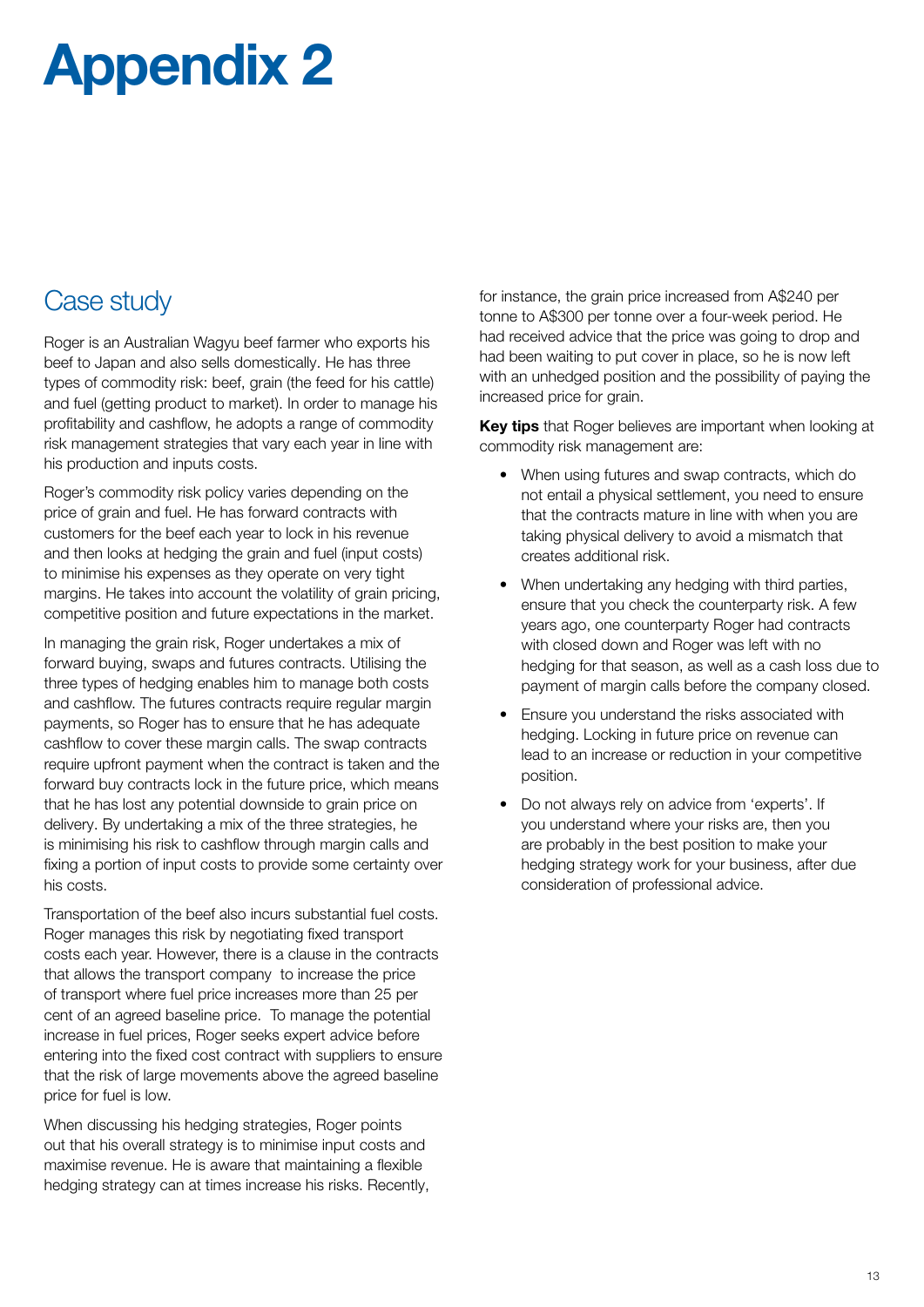# Appendix 2

## Case study

Roger is an Australian Wagyu beef farmer who exports his beef to Japan and also sells domestically. He has three types of commodity risk: beef, grain (the feed for his cattle) and fuel (getting product to market). In order to manage his profitability and cashflow, he adopts a range of commodity risk management strategies that vary each year in line with his production and inputs costs.

Roger's commodity risk policy varies depending on the price of grain and fuel. He has forward contracts with customers for the beef each year to lock in his revenue and then looks at hedging the grain and fuel (input costs) to minimise his expenses as they operate on very tight margins. He takes into account the volatility of grain pricing, competitive position and future expectations in the market.

In managing the grain risk, Roger undertakes a mix of forward buying, swaps and futures contracts. Utilising the three types of hedging enables him to manage both costs and cashflow. The futures contracts require regular margin payments, so Roger has to ensure that he has adequate cashflow to cover these margin calls. The swap contracts require upfront payment when the contract is taken and the forward buy contracts lock in the future price, which means that he has lost any potential downside to grain price on delivery. By undertaking a mix of the three strategies, he is minimising his risk to cashflow through margin calls and fixing a portion of input costs to provide some certainty over his costs.

Transportation of the beef also incurs substantial fuel costs. Roger manages this risk by negotiating fixed transport costs each year. However, there is a clause in the contracts that allows the transport company to increase the price of transport where fuel price increases more than 25 per cent of an agreed baseline price. To manage the potential increase in fuel prices, Roger seeks expert advice before entering into the fixed cost contract with suppliers to ensure that the risk of large movements above the agreed baseline price for fuel is low.

When discussing his hedging strategies, Roger points out that his overall strategy is to minimise input costs and maximise revenue. He is aware that maintaining a flexible hedging strategy can at times increase his risks. Recently, for instance, the grain price increased from A$240 per tonne to A$300 per tonne over a four-week period. He had received advice that the price was going to drop and had been waiting to put cover in place, so he is now left with an unhedged position and the possibility of paying the increased price for grain.

**Key tips** that Roger believes are important when looking at commodity risk management are:

- When using futures and swap contracts, which do not entail a physical settlement, you need to ensure that the contracts mature in line with when you are taking physical delivery to avoid a mismatch that creates additional risk.
- When undertaking any hedging with third parties, ensure that you check the counterparty risk. A few years ago, one counterparty Roger had contracts with closed down and Roger was left with no hedging for that season, as well as a cash loss due to payment of margin calls before the company closed.
- Ensure you understand the risks associated with hedging. Locking in future price on revenue can lead to an increase or reduction in your competitive position.
- Do not always rely on advice from 'experts'. If you understand where your risks are, then you are probably in the best position to make your hedging strategy work for your business, after due consideration of professional advice.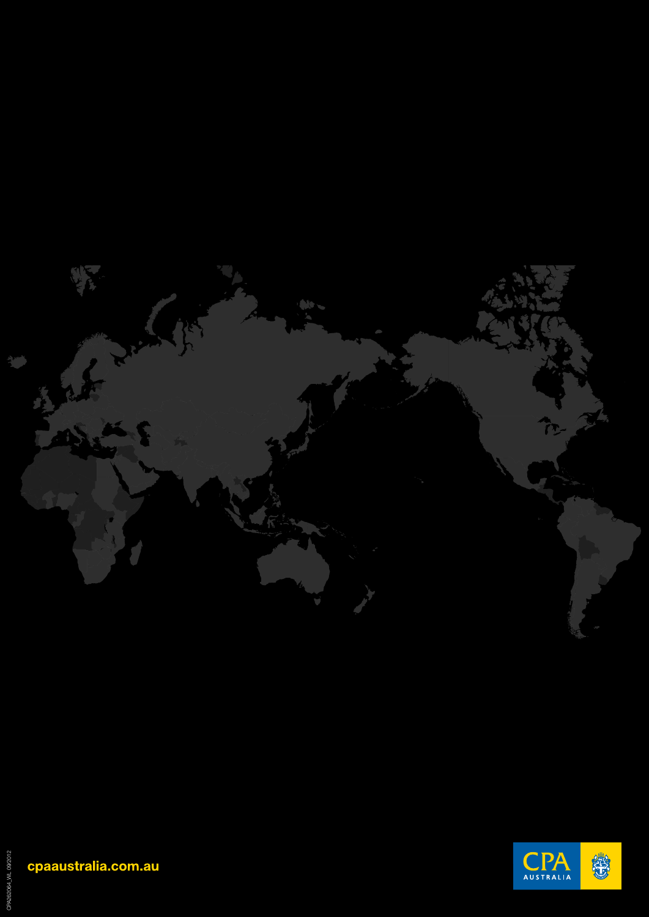CPA282064_VVL 09/2012

cpaaustralia.com.au

CPA AUSTRALIA